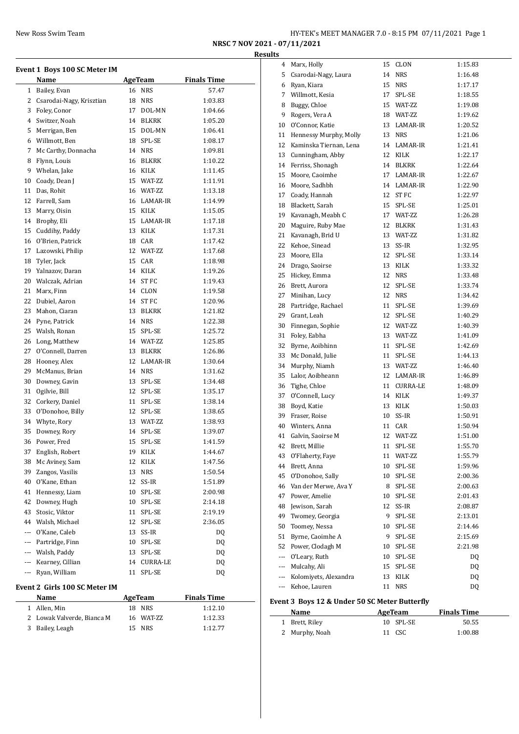## NRSC 7 NOV 2021 - 07/11/2021

### Results

#### Event 1 Boys 100 SC Meter IM

| | Name | Age | Team | Finals Time |
|---|---|---|---|---|
| 1 | Bailey, Evan | 16 | NRS | 57.47 |
| 2 | Csarodai-Nagy, Krisztian | 18 | NRS | 1:03.83 |
| 3 | Foley, Conor | 17 | DOL-MN | 1:04.66 |
| 4 | Switzer, Noah | 14 | BLKRK | 1:05.20 |
| 5 | Merrigan, Ben | 15 | DOL-MN | 1:06.41 |
| 6 | Willmott, Ben | 18 | SPL-SE | 1:08.17 |
| 7 | Mc Carthy, Donnacha | 14 | NRS | 1:09.81 |
| 8 | Flynn, Louis | 16 | BLKRK | 1:10.22 |
| 9 | Whelan, Jake | 16 | KILK | 1:11.45 |
| 10 | Coady, Dean J | 15 | WAT-ZZ | 1:11.91 |
| 11 | Das, Rohit | 16 | WAT-ZZ | 1:13.18 |
| 12 | Farrell, Sam | 16 | LAMAR-IR | 1:14.99 |
| 13 | Marry, Oisin | 15 | KILK | 1:15.05 |
| 14 | Brophy, Eli | 15 | LAMAR-IR | 1:17.18 |
| 15 | Cuddihy, Paddy | 13 | KILK | 1:17.31 |
| 16 | O'Brien, Patrick | 18 | CAR | 1:17.42 |
| 17 | Lazowski, Philip | 12 | WAT-ZZ | 1:17.68 |
| 18 | Tyler, Jack | 15 | CAR | 1:18.98 |
| 19 | Yalnazov, Daran | 14 | KILK | 1:19.26 |
| 20 | Walczak, Adrian | 14 | ST FC | 1:19.43 |
| 21 | Marx, Finn | 14 | CLON | 1:19.58 |
| 22 | Dubiel, Aaron | 14 | ST FC | 1:20.96 |
| 23 | Mahon, Ciaran | 13 | BLKRK | 1:21.82 |
| 24 | Pyne, Patrick | 14 | NRS | 1:22.38 |
| 25 | Walsh, Ronan | 15 | SPL-SE | 1:25.72 |
| 26 | Long, Matthew | 14 | WAT-ZZ | 1:25.85 |
| 27 | O'Connell, Darren | 13 | BLKRK | 1:26.86 |
| 28 | Hooney, Alex | 12 | LAMAR-IR | 1:30.64 |
| 29 | McManus, Brian | 14 | NRS | 1:31.62 |
| 30 | Downey, Gavin | 13 | SPL-SE | 1:34.48 |
| 31 | Ogilvie, Bill | 12 | SPL-SE | 1:35.17 |
| 32 | Corkery, Daniel | 11 | SPL-SE | 1:38.14 |
| 33 | O'Donohoe, Billy | 12 | SPL-SE | 1:38.65 |
| 34 | Whyte, Rory | 13 | WAT-ZZ | 1:38.93 |
| 35 | Downey, Rory | 14 | SPL-SE | 1:39.07 |
| 36 | Power, Fred | 15 | SPL-SE | 1:41.59 |
| 37 | English, Robert | 19 | KILK | 1:44.67 |
| 38 | Mc Aviney, Sam | 12 | KILK | 1:47.56 |
| 39 | Zangos, Vasilis | 13 | NRS | 1:50.54 |
| 40 | O'Kane, Ethan | 12 | SS-IR | 1:51.89 |
| 41 | Hennessy, Liam | 10 | SPL-SE | 2:00.98 |
| 42 | Downey, Hugh | 10 | SPL-SE | 2:14.18 |
| 43 | Stosic, Viktor | 11 | SPL-SE | 2:19.19 |
| 44 | Walsh, Michael | 12 | SPL-SE | 2:36.05 |
| --- | O'Kane, Caleb | 13 | SS-IR | DQ |
| --- | Partridge, Finn | 10 | SPL-SE | DQ |
| --- | Walsh, Paddy | 13 | SPL-SE | DQ |
| --- | Kearney, Cillian | 14 | CURRA-LE | DQ |
| --- | Ryan, William | 11 | SPL-SE | DQ |

#### Event 2 Girls 100 SC Meter IM

| | Name | Age | Team | Finals Time |
|---|---|---|---|---|
| 1 | Allen, Min | 18 | NRS | 1:12.10 |
| 2 | Lowak Valverde, Bianca M | 16 | WAT-ZZ | 1:12.33 |
| 3 | Bailey, Leagh | 15 | NRS | 1:12.77 |
| 4 | Marx, Holly | 15 | CLON | 1:15.83 |
| 5 | Csarodai-Nagy, Laura | 14 | NRS | 1:16.48 |
| 6 | Ryan, Kiara | 15 | NRS | 1:17.17 |
| 7 | Willmott, Kesia | 17 | SPL-SE | 1:18.55 |
| 8 | Buggy, Chloe | 15 | WAT-ZZ | 1:19.08 |
| 9 | Rogers, Vera A | 18 | WAT-ZZ | 1:19.62 |
| 10 | O'Connor, Katie | 13 | LAMAR-IR | 1:20.52 |
| 11 | Hennessy Murphy, Molly | 13 | NRS | 1:21.06 |
| 12 | Kaminska Tiernan, Lena | 14 | LAMAR-IR | 1:21.41 |
| 13 | Cunningham, Abby | 12 | KILK | 1:22.17 |
| 14 | Ferriss, Shonagh | 14 | BLKRK | 1:22.64 |
| 15 | Moore, Caoimhe | 17 | LAMAR-IR | 1:22.67 |
| 16 | Moore, Sadhbh | 14 | LAMAR-IR | 1:22.90 |
| 17 | Coady, Hannah | 12 | ST FC | 1:22.97 |
| 18 | Blackett, Sarah | 15 | SPL-SE | 1:25.01 |
| 19 | Kavanagh, Meabh C | 17 | WAT-ZZ | 1:26.28 |
| 20 | Maguire, Ruby Mae | 12 | BLKRK | 1:31.43 |
| 21 | Kavanagh, Brid U | 13 | WAT-ZZ | 1:31.82 |
| 22 | Kehoe, Sinead | 13 | SS-IR | 1:32.95 |
| 23 | Moore, Ella | 12 | SPL-SE | 1:33.14 |
| 24 | Drago, Saoirse | 13 | KILK | 1:33.32 |
| 25 | Hickey, Emma | 12 | NRS | 1:33.48 |
| 26 | Brett, Aurora | 12 | SPL-SE | 1:33.74 |
| 27 | Minihan, Lucy | 12 | NRS | 1:34.42 |
| 28 | Partridge, Rachael | 11 | SPL-SE | 1:39.69 |
| 29 | Grant, Leah | 12 | SPL-SE | 1:40.29 |
| 30 | Finnegan, Sophie | 12 | WAT-ZZ | 1:40.39 |
| 31 | Foley, Eabha | 13 | WAT-ZZ | 1:41.09 |
| 32 | Byrne, Aoibhinn | 11 | SPL-SE | 1:42.69 |
| 33 | Mc Donald, Julie | 11 | SPL-SE | 1:44.13 |
| 34 | Murphy, Niamh | 13 | WAT-ZZ | 1:46.40 |
| 35 | Lalor, Aoibheann | 12 | LAMAR-IR | 1:46.89 |
| 36 | Tighe, Chloe | 11 | CURRA-LE | 1:48.09 |
| 37 | O'Connell, Lucy | 14 | KILK | 1:49.37 |
| 38 | Boyd, Katie | 13 | KILK | 1:50.03 |
| 39 | Fraser, Roise | 10 | SS-IR | 1:50.91 |
| 40 | Winters, Anna | 11 | CAR | 1:50.94 |
| 41 | Galvin, Saoirse M | 12 | WAT-ZZ | 1:51.00 |
| 42 | Brett, Millie | 11 | SPL-SE | 1:55.70 |
| 43 | O'Flaherty, Faye | 11 | WAT-ZZ | 1:55.79 |
| 44 | Brett, Anna | 10 | SPL-SE | 1:59.96 |
| 45 | O'Donohoe, Sally | 10 | SPL-SE | 2:00.36 |
| 46 | Van der Merwe, Ava Y | 8 | SPL-SE | 2:00.63 |
| 47 | Power, Amelie | 10 | SPL-SE | 2:01.43 |
| 48 | Jewison, Sarah | 12 | SS-IR | 2:08.87 |
| 49 | Twomey, Georgia | 9 | SPL-SE | 2:13.01 |
| 50 | Toomey, Nessa | 10 | SPL-SE | 2:14.46 |
| 51 | Byrne, Caoimhe A | 9 | SPL-SE | 2:15.69 |
| 52 | Power, Clodagh M | 10 | SPL-SE | 2:21.98 |
| --- | O'Leary, Ruth | 10 | SPL-SE | DQ |
| --- | Mulcahy, Ali | 15 | SPL-SE | DQ |
| --- | Kolomiyets, Alexandra | 13 | KILK | DQ |
| --- | Kehoe, Lauren | 11 | NRS | DQ |

#### Event 3 Boys 12 & Under 50 SC Meter Butterfly

| | Name | Age | Team | Finals Time |
|---|---|---|---|---|
| 1 | Brett, Riley | 10 | SPL-SE | 50.55 |
| 2 | Murphy, Noah | 11 | CSC | 1:00.88 |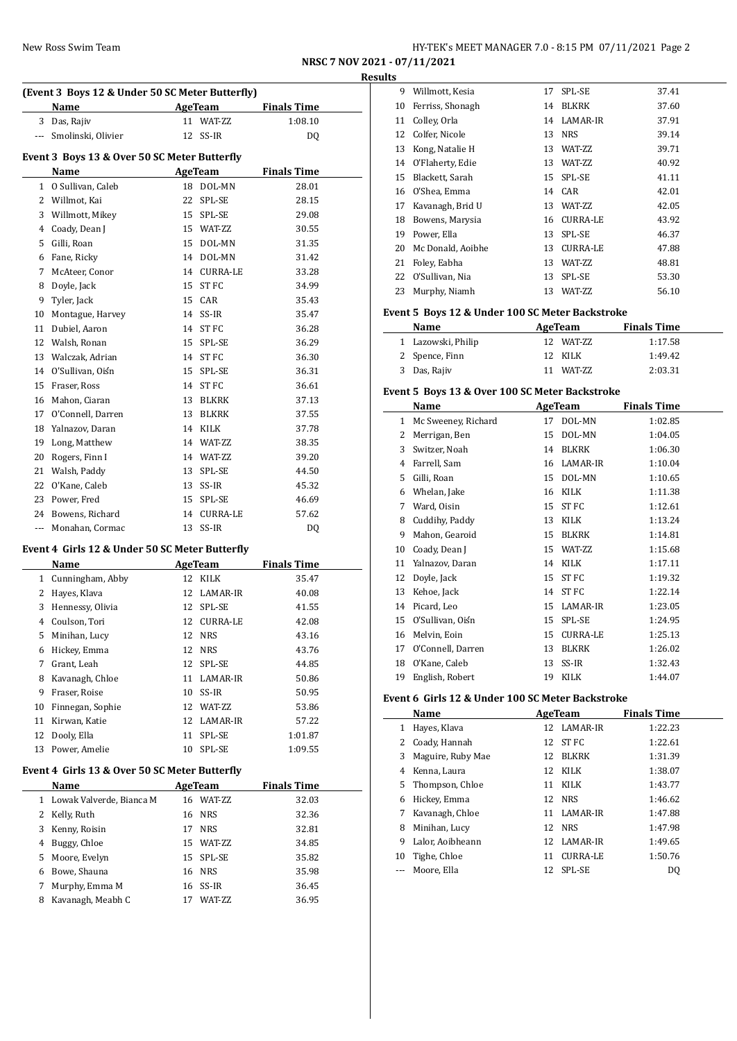**NRSC 7 NOV 2021 - 07/11/2021**

**Results**

### (Event 3 Boys 12 & Under 50 SC Meter Butterfly)

| | Name | Age | Team | Finals Time |
|---|---|---|---|---|
| 3 | Das, Rajiv | 11 | WAT-ZZ | 1:08.10 |
| --- | Smolinski, Olivier | 12 | SS-IR | DQ |

### Event 3 Boys 13 & Over 50 SC Meter Butterfly

| | Name | Age | Team | Finals Time |
|---|---|---|---|---|
| 1 | O Sullivan, Caleb | 18 | DOL-MN | 28.01 |
| 2 | Willmot, Kai | 22 | SPL-SE | 28.15 |
| 3 | Willmott, Mikey | 15 | SPL-SE | 29.08 |
| 4 | Coady, Dean J | 15 | WAT-ZZ | 30.55 |
| 5 | Gilli, Roan | 15 | DOL-MN | 31.35 |
| 6 | Fane, Ricky | 14 | DOL-MN | 31.42 |
| 7 | McAteer, Conor | 14 | CURRA-LE | 33.28 |
| 8 | Doyle, Jack | 15 | ST FC | 34.99 |
| 9 | Tyler, Jack | 15 | CAR | 35.43 |
| 10 | Montague, Harvey | 14 | SS-IR | 35.47 |
| 11 | Dubiel, Aaron | 14 | ST FC | 36.28 |
| 12 | Walsh, Ronan | 15 | SPL-SE | 36.29 |
| 13 | Walczak, Adrian | 14 | ST FC | 36.30 |
| 14 | O'Sullivan, Oiśn | 15 | SPL-SE | 36.31 |
| 15 | Fraser, Ross | 14 | ST FC | 36.61 |
| 16 | Mahon, Ciaran | 13 | BLKRK | 37.13 |
| 17 | O'Connell, Darren | 13 | BLKRK | 37.55 |
| 18 | Yalnazov, Daran | 14 | KILK | 37.78 |
| 19 | Long, Matthew | 14 | WAT-ZZ | 38.35 |
| 20 | Rogers, Finn I | 14 | WAT-ZZ | 39.20 |
| 21 | Walsh, Paddy | 13 | SPL-SE | 44.50 |
| 22 | O'Kane, Caleb | 13 | SS-IR | 45.32 |
| 23 | Power, Fred | 15 | SPL-SE | 46.69 |
| 24 | Bowens, Richard | 14 | CURRA-LE | 57.62 |
| --- | Monahan, Cormac | 13 | SS-IR | DQ |

### Event 4 Girls 12 & Under 50 SC Meter Butterfly

| | Name | Age | Team | Finals Time |
|---|---|---|---|---|
| 1 | Cunningham, Abby | 12 | KILK | 35.47 |
| 2 | Hayes, Klava | 12 | LAMAR-IR | 40.08 |
| 3 | Hennessy, Olivia | 12 | SPL-SE | 41.55 |
| 4 | Coulson, Tori | 12 | CURRA-LE | 42.08 |
| 5 | Minihan, Lucy | 12 | NRS | 43.16 |
| 6 | Hickey, Emma | 12 | NRS | 43.76 |
| 7 | Grant, Leah | 12 | SPL-SE | 44.85 |
| 8 | Kavanagh, Chloe | 11 | LAMAR-IR | 50.86 |
| 9 | Fraser, Roise | 10 | SS-IR | 50.95 |
| 10 | Finnegan, Sophie | 12 | WAT-ZZ | 53.86 |
| 11 | Kirwan, Katie | 12 | LAMAR-IR | 57.22 |
| 12 | Dooly, Ella | 11 | SPL-SE | 1:01.87 |
| 13 | Power, Amelie | 10 | SPL-SE | 1:09.55 |

### Event 4 Girls 13 & Over 50 SC Meter Butterfly

| | Name | Age | Team | Finals Time |
|---|---|---|---|---|
| 1 | Lowak Valverde, Bianca M | 16 | WAT-ZZ | 32.03 |
| 2 | Kelly, Ruth | 16 | NRS | 32.36 |
| 3 | Kenny, Roisin | 17 | NRS | 32.81 |
| 4 | Buggy, Chloe | 15 | WAT-ZZ | 34.85 |
| 5 | Moore, Evelyn | 15 | SPL-SE | 35.82 |
| 6 | Bowe, Shauna | 16 | NRS | 35.98 |
| 7 | Murphy, Emma M | 16 | SS-IR | 36.45 |
| 8 | Kavanagh, Meabh C | 17 | WAT-ZZ | 36.95 |
| 9 | Willmott, Kesia | 17 | SPL-SE | 37.41 |
| 10 | Ferriss, Shonagh | 14 | BLKRK | 37.60 |
| 11 | Colley, Orla | 14 | LAMAR-IR | 37.91 |
| 12 | Colfer, Nicole | 13 | NRS | 39.14 |
| 13 | Kong, Natalie H | 13 | WAT-ZZ | 39.71 |
| 14 | O'Flaherty, Edie | 13 | WAT-ZZ | 40.92 |
| 15 | Blackett, Sarah | 15 | SPL-SE | 41.11 |
| 16 | O'Shea, Emma | 14 | CAR | 42.01 |
| 17 | Kavanagh, Brid U | 13 | WAT-ZZ | 42.05 |
| 18 | Bowens, Marysia | 16 | CURRA-LE | 43.92 |
| 19 | Power, Ella | 13 | SPL-SE | 46.37 |
| 20 | Mc Donald, Aoibhe | 13 | CURRA-LE | 47.88 |
| 21 | Foley, Eabha | 13 | WAT-ZZ | 48.81 |
| 22 | O'Sullivan, Nia | 13 | SPL-SE | 53.30 |
| 23 | Murphy, Niamh | 13 | WAT-ZZ | 56.10 |

### Event 5 Boys 12 & Under 100 SC Meter Backstroke

| | Name | Age | Team | Finals Time |
|---|---|---|---|---|
| 1 | Lazowski, Philip | 12 | WAT-ZZ | 1:17.58 |
| 2 | Spence, Finn | 12 | KILK | 1:49.42 |
| 3 | Das, Rajiv | 11 | WAT-ZZ | 2:03.31 |

### Event 5 Boys 13 & Over 100 SC Meter Backstroke

| | Name | Age | Team | Finals Time |
|---|---|---|---|---|
| 1 | Mc Sweeney, Richard | 17 | DOL-MN | 1:02.85 |
| 2 | Merrigan, Ben | 15 | DOL-MN | 1:04.05 |
| 3 | Switzer, Noah | 14 | BLKRK | 1:06.30 |
| 4 | Farrell, Sam | 16 | LAMAR-IR | 1:10.04 |
| 5 | Gilli, Roan | 15 | DOL-MN | 1:10.65 |
| 6 | Whelan, Jake | 16 | KILK | 1:11.38 |
| 7 | Ward, Oisin | 15 | ST FC | 1:12.61 |
| 8 | Cuddihy, Paddy | 13 | KILK | 1:13.24 |
| 9 | Mahon, Gearoid | 15 | BLKRK | 1:14.81 |
| 10 | Coady, Dean J | 15 | WAT-ZZ | 1:15.68 |
| 11 | Yalnazov, Daran | 14 | KILK | 1:17.11 |
| 12 | Doyle, Jack | 15 | ST FC | 1:19.32 |
| 13 | Kehoe, Jack | 14 | ST FC | 1:22.14 |
| 14 | Picard, Leo | 15 | LAMAR-IR | 1:23.05 |
| 15 | O'Sullivan, Oiśn | 15 | SPL-SE | 1:24.95 |
| 16 | Melvin, Eoin | 15 | CURRA-LE | 1:25.13 |
| 17 | O'Connell, Darren | 13 | BLKRK | 1:26.02 |
| 18 | O'Kane, Caleb | 13 | SS-IR | 1:32.43 |
| 19 | English, Robert | 19 | KILK | 1:44.07 |

### Event 6 Girls 12 & Under 100 SC Meter Backstroke

| | Name | Age | Team | Finals Time |
|---|---|---|---|---|
| 1 | Hayes, Klava | 12 | LAMAR-IR | 1:22.23 |
| 2 | Coady, Hannah | 12 | ST FC | 1:22.61 |
| 3 | Maguire, Ruby Mae | 12 | BLKRK | 1:31.39 |
| 4 | Kenna, Laura | 12 | KILK | 1:38.07 |
| 5 | Thompson, Chloe | 11 | KILK | 1:43.77 |
| 6 | Hickey, Emma | 12 | NRS | 1:46.62 |
| 7 | Kavanagh, Chloe | 11 | LAMAR-IR | 1:47.88 |
| 8 | Minihan, Lucy | 12 | NRS | 1:47.98 |
| 9 | Lalor, Aoibheann | 12 | LAMAR-IR | 1:49.65 |
| 10 | Tighe, Chloe | 11 | CURRA-LE | 1:50.76 |
| --- | Moore, Ella | 12 | SPL-SE | DQ |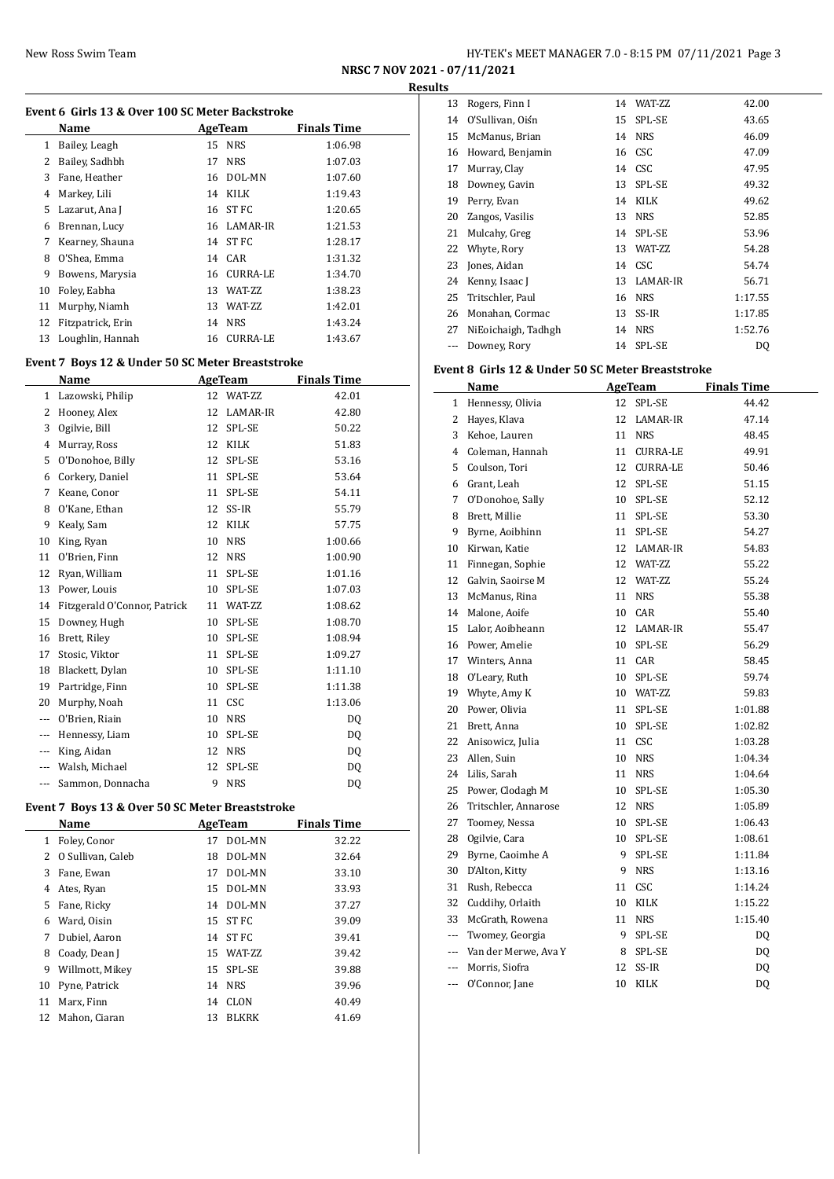**NRSC 7 NOV 2021 - 07/11/2021**

**Results**

### Event 6 Girls 13 & Over 100 SC Meter Backstroke

| | Name | Age | Team | Finals Time |
|---|---|---|---|---|
| 1 | Bailey, Leagh | 15 | NRS | 1:06.98 |
| 2 | Bailey, Sadhbh | 17 | NRS | 1:07.03 |
| 3 | Fane, Heather | 16 | DOL-MN | 1:07.60 |
| 4 | Markey, Lili | 14 | KILK | 1:19.43 |
| 5 | Lazarut, Ana J | 16 | ST FC | 1:20.65 |
| 6 | Brennan, Lucy | 16 | LAMAR-IR | 1:21.53 |
| 7 | Kearney, Shauna | 14 | ST FC | 1:28.17 |
| 8 | O'Shea, Emma | 14 | CAR | 1:31.32 |
| 9 | Bowens, Marysia | 16 | CURRA-LE | 1:34.70 |
| 10 | Foley, Eabha | 13 | WAT-ZZ | 1:38.23 |
| 11 | Murphy, Niamh | 13 | WAT-ZZ | 1:42.01 |
| 12 | Fitzpatrick, Erin | 14 | NRS | 1:43.24 |
| 13 | Loughlin, Hannah | 16 | CURRA-LE | 1:43.67 |

### Event 7 Boys 12 & Under 50 SC Meter Breaststroke

| | Name | Age | Team | Finals Time |
|---|---|---|---|---|
| 1 | Lazowski, Philip | 12 | WAT-ZZ | 42.01 |
| 2 | Hooney, Alex | 12 | LAMAR-IR | 42.80 |
| 3 | Ogilvie, Bill | 12 | SPL-SE | 50.22 |
| 4 | Murray, Ross | 12 | KILK | 51.83 |
| 5 | O'Donohoe, Billy | 12 | SPL-SE | 53.16 |
| 6 | Corkery, Daniel | 11 | SPL-SE | 53.64 |
| 7 | Keane, Conor | 11 | SPL-SE | 54.11 |
| 8 | O'Kane, Ethan | 12 | SS-IR | 55.79 |
| 9 | Kealy, Sam | 12 | KILK | 57.75 |
| 10 | King, Ryan | 10 | NRS | 1:00.66 |
| 11 | O'Brien, Finn | 12 | NRS | 1:00.90 |
| 12 | Ryan, William | 11 | SPL-SE | 1:01.16 |
| 13 | Power, Louis | 10 | SPL-SE | 1:07.03 |
| 14 | Fitzgerald O'Connor, Patrick | 11 | WAT-ZZ | 1:08.62 |
| 15 | Downey, Hugh | 10 | SPL-SE | 1:08.70 |
| 16 | Brett, Riley | 10 | SPL-SE | 1:08.94 |
| 17 | Stosic, Viktor | 11 | SPL-SE | 1:09.27 |
| 18 | Blackett, Dylan | 10 | SPL-SE | 1:11.10 |
| 19 | Partridge, Finn | 10 | SPL-SE | 1:11.38 |
| 20 | Murphy, Noah | 11 | CSC | 1:13.06 |
| --- | O'Brien, Riain | 10 | NRS | DQ |
| --- | Hennessy, Liam | 10 | SPL-SE | DQ |
| --- | King, Aidan | 12 | NRS | DQ |
| --- | Walsh, Michael | 12 | SPL-SE | DQ |
| --- | Sammon, Donnacha | 9 | NRS | DQ |

### Event 7 Boys 13 & Over 50 SC Meter Breaststroke

| | Name | Age | Team | Finals Time |
|---|---|---|---|---|
| 1 | Foley, Conor | 17 | DOL-MN | 32.22 |
| 2 | O Sullivan, Caleb | 18 | DOL-MN | 32.64 |
| 3 | Fane, Ewan | 17 | DOL-MN | 33.10 |
| 4 | Ates, Ryan | 15 | DOL-MN | 33.93 |
| 5 | Fane, Ricky | 14 | DOL-MN | 37.27 |
| 6 | Ward, Oisin | 15 | ST FC | 39.09 |
| 7 | Dubiel, Aaron | 14 | ST FC | 39.41 |
| 8 | Coady, Dean J | 15 | WAT-ZZ | 39.42 |
| 9 | Willmott, Mikey | 15 | SPL-SE | 39.88 |
| 10 | Pyne, Patrick | 14 | NRS | 39.96 |
| 11 | Marx, Finn | 14 | CLON | 40.49 |
| 12 | Mahon, Ciaran | 13 | BLKRK | 41.69 |
| 13 | Rogers, Finn I | 14 | WAT-ZZ | 42.00 |
| 14 | O'Sullivan, Oiśn | 15 | SPL-SE | 43.65 |
| 15 | McManus, Brian | 14 | NRS | 46.09 |
| 16 | Howard, Benjamin | 16 | CSC | 47.09 |
| 17 | Murray, Clay | 14 | CSC | 47.95 |
| 18 | Downey, Gavin | 13 | SPL-SE | 49.32 |
| 19 | Perry, Evan | 14 | KILK | 49.62 |
| 20 | Zangos, Vasilis | 13 | NRS | 52.85 |
| 21 | Mulcahy, Greg | 14 | SPL-SE | 53.96 |
| 22 | Whyte, Rory | 13 | WAT-ZZ | 54.28 |
| 23 | Jones, Aidan | 14 | CSC | 54.74 |
| 24 | Kenny, Isaac J | 13 | LAMAR-IR | 56.71 |
| 25 | Tritschler, Paul | 16 | NRS | 1:17.55 |
| 26 | Monahan, Cormac | 13 | SS-IR | 1:17.85 |
| 27 | NiEoichaigh, Tadhgh | 14 | NRS | 1:52.76 |
| --- | Downey, Rory | 14 | SPL-SE | DQ |

### Event 8 Girls 12 & Under 50 SC Meter Breaststroke

| | Name | Age | Team | Finals Time |
|---|---|---|---|---|
| 1 | Hennessy, Olivia | 12 | SPL-SE | 44.42 |
| 2 | Hayes, Klava | 12 | LAMAR-IR | 47.14 |
| 3 | Kehoe, Lauren | 11 | NRS | 48.45 |
| 4 | Coleman, Hannah | 11 | CURRA-LE | 49.91 |
| 5 | Coulson, Tori | 12 | CURRA-LE | 50.46 |
| 6 | Grant, Leah | 12 | SPL-SE | 51.15 |
| 7 | O'Donohoe, Sally | 10 | SPL-SE | 52.12 |
| 8 | Brett, Millie | 11 | SPL-SE | 53.30 |
| 9 | Byrne, Aoibhinn | 11 | SPL-SE | 54.27 |
| 10 | Kirwan, Katie | 12 | LAMAR-IR | 54.83 |
| 11 | Finnegan, Sophie | 12 | WAT-ZZ | 55.22 |
| 12 | Galvin, Saoirse M | 12 | WAT-ZZ | 55.24 |
| 13 | McManus, Rina | 11 | NRS | 55.38 |
| 14 | Malone, Aoife | 10 | CAR | 55.40 |
| 15 | Lalor, Aoibheann | 12 | LAMAR-IR | 55.47 |
| 16 | Power, Amelie | 10 | SPL-SE | 56.29 |
| 17 | Winters, Anna | 11 | CAR | 58.45 |
| 18 | O'Leary, Ruth | 10 | SPL-SE | 59.74 |
| 19 | Whyte, Amy K | 10 | WAT-ZZ | 59.83 |
| 20 | Power, Olivia | 11 | SPL-SE | 1:01.88 |
| 21 | Brett, Anna | 10 | SPL-SE | 1:02.82 |
| 22 | Anisowicz, Julia | 11 | CSC | 1:03.28 |
| 23 | Allen, Suin | 10 | NRS | 1:04.34 |
| 24 | Lilis, Sarah | 11 | NRS | 1:04.64 |
| 25 | Power, Clodagh M | 10 | SPL-SE | 1:05.30 |
| 26 | Tritschler, Annarose | 12 | NRS | 1:05.89 |
| 27 | Toomey, Nessa | 10 | SPL-SE | 1:06.43 |
| 28 | Ogilvie, Cara | 10 | SPL-SE | 1:08.61 |
| 29 | Byrne, Caoimhe A | 9 | SPL-SE | 1:11.84 |
| 30 | D'Alton, Kitty | 9 | NRS | 1:13.16 |
| 31 | Rush, Rebecca | 11 | CSC | 1:14.24 |
| 32 | Cuddihy, Orlaith | 10 | KILK | 1:15.22 |
| 33 | McGrath, Rowena | 11 | NRS | 1:15.40 |
| --- | Twomey, Georgia | 9 | SPL-SE | DQ |
| --- | Van der Merwe, Ava Y | 8 | SPL-SE | DQ |
| --- | Morris, Siofra | 12 | SS-IR | DQ |
| --- | O'Connor, Jane | 10 | KILK | DQ |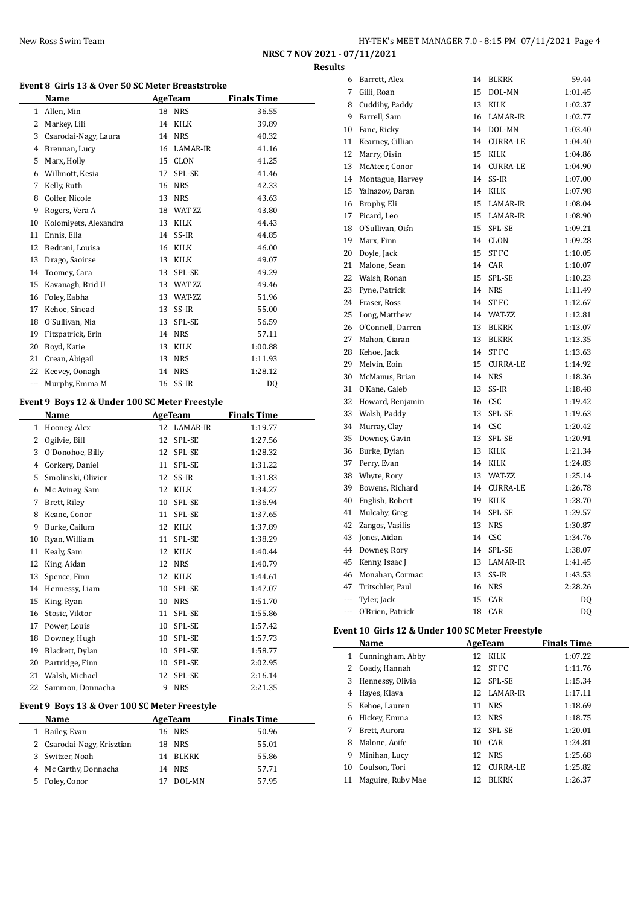**NRSC 7 NOV 2021 - 07/11/2021**

**Results**

### Event 8 Girls 13 & Over 50 SC Meter Breaststroke

| | Name | Age | Team | Finals Time |
|---|---|---|---|---|
| 1 | Allen, Min | 18 | NRS | 36.55 |
| 2 | Markey, Lili | 14 | KILK | 39.89 |
| 3 | Csarodai-Nagy, Laura | 14 | NRS | 40.32 |
| 4 | Brennan, Lucy | 16 | LAMAR-IR | 41.16 |
| 5 | Marx, Holly | 15 | CLON | 41.25 |
| 6 | Willmott, Kesia | 17 | SPL-SE | 41.46 |
| 7 | Kelly, Ruth | 16 | NRS | 42.33 |
| 8 | Colfer, Nicole | 13 | NRS | 43.63 |
| 9 | Rogers, Vera A | 18 | WAT-ZZ | 43.80 |
| 10 | Kolomiyets, Alexandra | 13 | KILK | 44.43 |
| 11 | Ennis, Ella | 14 | SS-IR | 44.85 |
| 12 | Bedrani, Louisa | 16 | KILK | 46.00 |
| 13 | Drago, Saoirse | 13 | KILK | 49.07 |
| 14 | Toomey, Cara | 13 | SPL-SE | 49.29 |
| 15 | Kavanagh, Brid U | 13 | WAT-ZZ | 49.46 |
| 16 | Foley, Eabha | 13 | WAT-ZZ | 51.96 |
| 17 | Kehoe, Sinead | 13 | SS-IR | 55.00 |
| 18 | O'Sullivan, Nia | 13 | SPL-SE | 56.59 |
| 19 | Fitzpatrick, Erin | 14 | NRS | 57.11 |
| 20 | Boyd, Katie | 13 | KILK | 1:00.88 |
| 21 | Crean, Abigail | 13 | NRS | 1:11.93 |
| 22 | Keevey, Oonagh | 14 | NRS | 1:28.12 |
| --- | Murphy, Emma M | 16 | SS-IR | DQ |

### Event 9 Boys 12 & Under 100 SC Meter Freestyle

| | Name | Age | Team | Finals Time |
|---|---|---|---|---|
| 1 | Hooney, Alex | 12 | LAMAR-IR | 1:19.77 |
| 2 | Ogilvie, Bill | 12 | SPL-SE | 1:27.56 |
| 3 | O'Donohoe, Billy | 12 | SPL-SE | 1:28.32 |
| 4 | Corkery, Daniel | 11 | SPL-SE | 1:31.22 |
| 5 | Smolinski, Olivier | 12 | SS-IR | 1:31.83 |
| 6 | Mc Aviney, Sam | 12 | KILK | 1:34.27 |
| 7 | Brett, Riley | 10 | SPL-SE | 1:36.94 |
| 8 | Keane, Conor | 11 | SPL-SE | 1:37.65 |
| 9 | Burke, Cailum | 12 | KILK | 1:37.89 |
| 10 | Ryan, William | 11 | SPL-SE | 1:38.29 |
| 11 | Kealy, Sam | 12 | KILK | 1:40.44 |
| 12 | King, Aidan | 12 | NRS | 1:40.79 |
| 13 | Spence, Finn | 12 | KILK | 1:44.61 |
| 14 | Hennessy, Liam | 10 | SPL-SE | 1:47.07 |
| 15 | King, Ryan | 10 | NRS | 1:51.70 |
| 16 | Stosic, Viktor | 11 | SPL-SE | 1:55.86 |
| 17 | Power, Louis | 10 | SPL-SE | 1:57.42 |
| 18 | Downey, Hugh | 10 | SPL-SE | 1:57.73 |
| 19 | Blackett, Dylan | 10 | SPL-SE | 1:58.77 |
| 20 | Partridge, Finn | 10 | SPL-SE | 2:02.95 |
| 21 | Walsh, Michael | 12 | SPL-SE | 2:16.14 |
| 22 | Sammon, Donnacha | 9 | NRS | 2:21.35 |

### Event 9 Boys 13 & Over 100 SC Meter Freestyle

| | Name | Age | Team | Finals Time |
|---|---|---|---|---|
| 1 | Bailey, Evan | 16 | NRS | 50.96 |
| 2 | Csarodai-Nagy, Krisztian | 18 | NRS | 55.01 |
| 3 | Switzer, Noah | 14 | BLKRK | 55.86 |
| 4 | Mc Carthy, Donnacha | 14 | NRS | 57.71 |
| 5 | Foley, Conor | 17 | DOL-MN | 57.95 |
| 6 | Barrett, Alex | 14 | BLKRK | 59.44 |
| 7 | Gilli, Roan | 15 | DOL-MN | 1:01.45 |
| 8 | Cuddihy, Paddy | 13 | KILK | 1:02.37 |
| 9 | Farrell, Sam | 16 | LAMAR-IR | 1:02.77 |
| 10 | Fane, Ricky | 14 | DOL-MN | 1:03.40 |
| 11 | Kearney, Cillian | 14 | CURRA-LE | 1:04.40 |
| 12 | Marry, Oisin | 15 | KILK | 1:04.86 |
| 13 | McAteer, Conor | 14 | CURRA-LE | 1:04.90 |
| 14 | Montague, Harvey | 14 | SS-IR | 1:07.00 |
| 15 | Yalnazov, Daran | 14 | KILK | 1:07.98 |
| 16 | Brophy, Eli | 15 | LAMAR-IR | 1:08.04 |
| 17 | Picard, Leo | 15 | LAMAR-IR | 1:08.90 |
| 18 | O'Sullivan, Oiśn | 15 | SPL-SE | 1:09.21 |
| 19 | Marx, Finn | 14 | CLON | 1:09.28 |
| 20 | Doyle, Jack | 15 | ST FC | 1:10.05 |
| 21 | Malone, Sean | 14 | CAR | 1:10.07 |
| 22 | Walsh, Ronan | 15 | SPL-SE | 1:10.23 |
| 23 | Pyne, Patrick | 14 | NRS | 1:11.49 |
| 24 | Fraser, Ross | 14 | ST FC | 1:12.67 |
| 25 | Long, Matthew | 14 | WAT-ZZ | 1:12.81 |
| 26 | O'Connell, Darren | 13 | BLKRK | 1:13.07 |
| 27 | Mahon, Ciaran | 13 | BLKRK | 1:13.35 |
| 28 | Kehoe, Jack | 14 | ST FC | 1:13.63 |
| 29 | Melvin, Eoin | 15 | CURRA-LE | 1:14.92 |
| 30 | McManus, Brian | 14 | NRS | 1:18.36 |
| 31 | O'Kane, Caleb | 13 | SS-IR | 1:18.48 |
| 32 | Howard, Benjamin | 16 | CSC | 1:19.42 |
| 33 | Walsh, Paddy | 13 | SPL-SE | 1:19.63 |
| 34 | Murray, Clay | 14 | CSC | 1:20.42 |
| 35 | Downey, Gavin | 13 | SPL-SE | 1:20.91 |
| 36 | Burke, Dylan | 13 | KILK | 1:21.34 |
| 37 | Perry, Evan | 14 | KILK | 1:24.83 |
| 38 | Whyte, Rory | 13 | WAT-ZZ | 1:25.14 |
| 39 | Bowens, Richard | 14 | CURRA-LE | 1:26.78 |
| 40 | English, Robert | 19 | KILK | 1:28.70 |
| 41 | Mulcahy, Greg | 14 | SPL-SE | 1:29.57 |
| 42 | Zangos, Vasilis | 13 | NRS | 1:30.87 |
| 43 | Jones, Aidan | 14 | CSC | 1:34.76 |
| 44 | Downey, Rory | 14 | SPL-SE | 1:38.07 |
| 45 | Kenny, Isaac J | 13 | LAMAR-IR | 1:41.45 |
| 46 | Monahan, Cormac | 13 | SS-IR | 1:43.53 |
| 47 | Tritschler, Paul | 16 | NRS | 2:28.26 |
| --- | Tyler, Jack | 15 | CAR | DQ |
| --- | O'Brien, Patrick | 18 | CAR | DQ |

### Event 10 Girls 12 & Under 100 SC Meter Freestyle

| | Name | Age | Team | Finals Time |
|---|---|---|---|---|
| 1 | Cunningham, Abby | 12 | KILK | 1:07.22 |
| 2 | Coady, Hannah | 12 | ST FC | 1:11.76 |
| 3 | Hennessy, Olivia | 12 | SPL-SE | 1:15.34 |
| 4 | Hayes, Klava | 12 | LAMAR-IR | 1:17.11 |
| 5 | Kehoe, Lauren | 11 | NRS | 1:18.69 |
| 6 | Hickey, Emma | 12 | NRS | 1:18.75 |
| 7 | Brett, Aurora | 12 | SPL-SE | 1:20.01 |
| 8 | Malone, Aoife | 10 | CAR | 1:24.81 |
| 9 | Minihan, Lucy | 12 | NRS | 1:25.68 |
| 10 | Coulson, Tori | 12 | CURRA-LE | 1:25.82 |
| 11 | Maguire, Ruby Mae | 12 | BLKRK | 1:26.37 |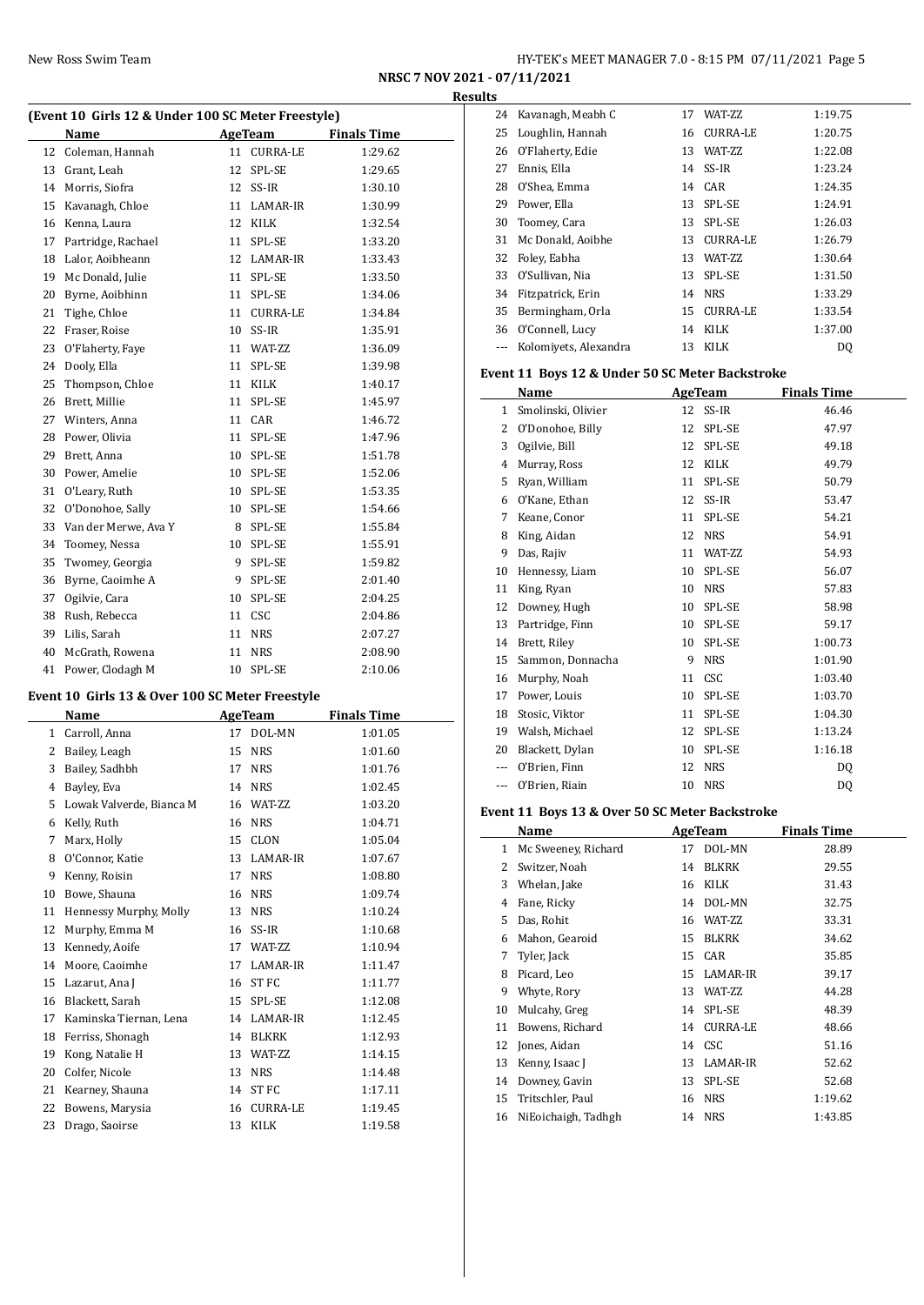## (Event 10 Girls 12 & Under 100 SC Meter Freestyle)

| | Name | Age | Team | Finals Time |
|---|---|---|---|---|
| 12 | Coleman, Hannah | 11 | CURRA-LE | 1:29.62 |
| 13 | Grant, Leah | 12 | SPL-SE | 1:29.65 |
| 14 | Morris, Siofra | 12 | SS-IR | 1:30.10 |
| 15 | Kavanagh, Chloe | 11 | LAMAR-IR | 1:30.99 |
| 16 | Kenna, Laura | 12 | KILK | 1:32.54 |
| 17 | Partridge, Rachael | 11 | SPL-SE | 1:33.20 |
| 18 | Lalor, Aoibheann | 12 | LAMAR-IR | 1:33.43 |
| 19 | Mc Donald, Julie | 11 | SPL-SE | 1:33.50 |
| 20 | Byrne, Aoibhinn | 11 | SPL-SE | 1:34.06 |
| 21 | Tighe, Chloe | 11 | CURRA-LE | 1:34.84 |
| 22 | Fraser, Roise | 10 | SS-IR | 1:35.91 |
| 23 | O'Flaherty, Faye | 11 | WAT-ZZ | 1:36.09 |
| 24 | Dooly, Ella | 11 | SPL-SE | 1:39.98 |
| 25 | Thompson, Chloe | 11 | KILK | 1:40.17 |
| 26 | Brett, Millie | 11 | SPL-SE | 1:45.97 |
| 27 | Winters, Anna | 11 | CAR | 1:46.72 |
| 28 | Power, Olivia | 11 | SPL-SE | 1:47.96 |
| 29 | Brett, Anna | 10 | SPL-SE | 1:51.78 |
| 30 | Power, Amelie | 10 | SPL-SE | 1:52.06 |
| 31 | O'Leary, Ruth | 10 | SPL-SE | 1:53.35 |
| 32 | O'Donohoe, Sally | 10 | SPL-SE | 1:54.66 |
| 33 | Van der Merwe, Ava Y | 8 | SPL-SE | 1:55.84 |
| 34 | Toomey, Nessa | 10 | SPL-SE | 1:55.91 |
| 35 | Twomey, Georgia | 9 | SPL-SE | 1:59.82 |
| 36 | Byrne, Caoimhe A | 9 | SPL-SE | 2:01.40 |
| 37 | Ogilvie, Cara | 10 | SPL-SE | 2:04.25 |
| 38 | Rush, Rebecca | 11 | CSC | 2:04.86 |
| 39 | Lilis, Sarah | 11 | NRS | 2:07.27 |
| 40 | McGrath, Rowena | 11 | NRS | 2:08.90 |
| 41 | Power, Clodagh M | 10 | SPL-SE | 2:10.06 |

## Event 10 Girls 13 & Over 100 SC Meter Freestyle

| | Name | Age | Team | Finals Time |
|---|---|---|---|---|
| 1 | Carroll, Anna | 17 | DOL-MN | 1:01.05 |
| 2 | Bailey, Leagh | 15 | NRS | 1:01.60 |
| 3 | Bailey, Sadhbh | 17 | NRS | 1:01.76 |
| 4 | Bayley, Eva | 14 | NRS | 1:02.45 |
| 5 | Lowak Valverde, Bianca M | 16 | WAT-ZZ | 1:03.20 |
| 6 | Kelly, Ruth | 16 | NRS | 1:04.71 |
| 7 | Marx, Holly | 15 | CLON | 1:05.04 |
| 8 | O'Connor, Katie | 13 | LAMAR-IR | 1:07.67 |
| 9 | Kenny, Roisin | 17 | NRS | 1:08.80 |
| 10 | Bowe, Shauna | 16 | NRS | 1:09.74 |
| 11 | Hennessy Murphy, Molly | 13 | NRS | 1:10.24 |
| 12 | Murphy, Emma M | 16 | SS-IR | 1:10.68 |
| 13 | Kennedy, Aoife | 17 | WAT-ZZ | 1:10.94 |
| 14 | Moore, Caoimhe | 17 | LAMAR-IR | 1:11.47 |
| 15 | Lazarut, Ana J | 16 | ST FC | 1:11.77 |
| 16 | Blackett, Sarah | 15 | SPL-SE | 1:12.08 |
| 17 | Kaminska Tiernan, Lena | 14 | LAMAR-IR | 1:12.45 |
| 18 | Ferriss, Shonagh | 14 | BLKRK | 1:12.93 |
| 19 | Kong, Natalie H | 13 | WAT-ZZ | 1:14.15 |
| 20 | Colfer, Nicole | 13 | NRS | 1:14.48 |
| 21 | Kearney, Shauna | 14 | ST FC | 1:17.11 |
| 22 | Bowens, Marysia | 16 | CURRA-LE | 1:19.45 |
| 23 | Drago, Saoirse | 13 | KILK | 1:19.58 |
| 24 | Kavanagh, Meabh C | 17 | WAT-ZZ | 1:19.75 |
| 25 | Loughlin, Hannah | 16 | CURRA-LE | 1:20.75 |
| 26 | O'Flaherty, Edie | 13 | WAT-ZZ | 1:22.08 |
| 27 | Ennis, Ella | 14 | SS-IR | 1:23.24 |
| 28 | O'Shea, Emma | 14 | CAR | 1:24.35 |
| 29 | Power, Ella | 13 | SPL-SE | 1:24.91 |
| 30 | Toomey, Cara | 13 | SPL-SE | 1:26.03 |
| 31 | Mc Donald, Aoibhe | 13 | CURRA-LE | 1:26.79 |
| 32 | Foley, Eabha | 13 | WAT-ZZ | 1:30.64 |
| 33 | O'Sullivan, Nia | 13 | SPL-SE | 1:31.50 |
| 34 | Fitzpatrick, Erin | 14 | NRS | 1:33.29 |
| 35 | Bermingham, Orla | 15 | CURRA-LE | 1:33.54 |
| 36 | O'Connell, Lucy | 14 | KILK | 1:37.00 |
| --- | Kolomiyets, Alexandra | 13 | KILK | DQ |

## Event 11 Boys 12 & Under 50 SC Meter Backstroke

| | Name | Age | Team | Finals Time |
|---|---|---|---|---|
| 1 | Smolinski, Olivier | 12 | SS-IR | 46.46 |
| 2 | O'Donohoe, Billy | 12 | SPL-SE | 47.97 |
| 3 | Ogilvie, Bill | 12 | SPL-SE | 49.18 |
| 4 | Murray, Ross | 12 | KILK | 49.79 |
| 5 | Ryan, William | 11 | SPL-SE | 50.79 |
| 6 | O'Kane, Ethan | 12 | SS-IR | 53.47 |
| 7 | Keane, Conor | 11 | SPL-SE | 54.21 |
| 8 | King, Aidan | 12 | NRS | 54.91 |
| 9 | Das, Rajiv | 11 | WAT-ZZ | 54.93 |
| 10 | Hennessy, Liam | 10 | SPL-SE | 56.07 |
| 11 | King, Ryan | 10 | NRS | 57.83 |
| 12 | Downey, Hugh | 10 | SPL-SE | 58.98 |
| 13 | Partridge, Finn | 10 | SPL-SE | 59.17 |
| 14 | Brett, Riley | 10 | SPL-SE | 1:00.73 |
| 15 | Sammon, Donnacha | 9 | NRS | 1:01.90 |
| 16 | Murphy, Noah | 11 | CSC | 1:03.40 |
| 17 | Power, Louis | 10 | SPL-SE | 1:03.70 |
| 18 | Stosic, Viktor | 11 | SPL-SE | 1:04.30 |
| 19 | Walsh, Michael | 12 | SPL-SE | 1:13.24 |
| 20 | Blackett, Dylan | 10 | SPL-SE | 1:16.18 |
| --- | O'Brien, Finn | 12 | NRS | DQ |
| --- | O'Brien, Riain | 10 | NRS | DQ |

## Event 11 Boys 13 & Over 50 SC Meter Backstroke

| | Name | Age | Team | Finals Time |
|---|---|---|---|---|
| 1 | Mc Sweeney, Richard | 17 | DOL-MN | 28.89 |
| 2 | Switzer, Noah | 14 | BLKRK | 29.55 |
| 3 | Whelan, Jake | 16 | KILK | 31.43 |
| 4 | Fane, Ricky | 14 | DOL-MN | 32.75 |
| 5 | Das, Rohit | 16 | WAT-ZZ | 33.31 |
| 6 | Mahon, Gearoid | 15 | BLKRK | 34.62 |
| 7 | Tyler, Jack | 15 | CAR | 35.85 |
| 8 | Picard, Leo | 15 | LAMAR-IR | 39.17 |
| 9 | Whyte, Rory | 13 | WAT-ZZ | 44.28 |
| 10 | Mulcahy, Greg | 14 | SPL-SE | 48.39 |
| 11 | Bowens, Richard | 14 | CURRA-LE | 48.66 |
| 12 | Jones, Aidan | 14 | CSC | 51.16 |
| 13 | Kenny, Isaac J | 13 | LAMAR-IR | 52.62 |
| 14 | Downey, Gavin | 13 | SPL-SE | 52.68 |
| 15 | Tritschler, Paul | 16 | NRS | 1:19.62 |
| 16 | NiEoichaigh, Tadhgh | 14 | NRS | 1:43.85 |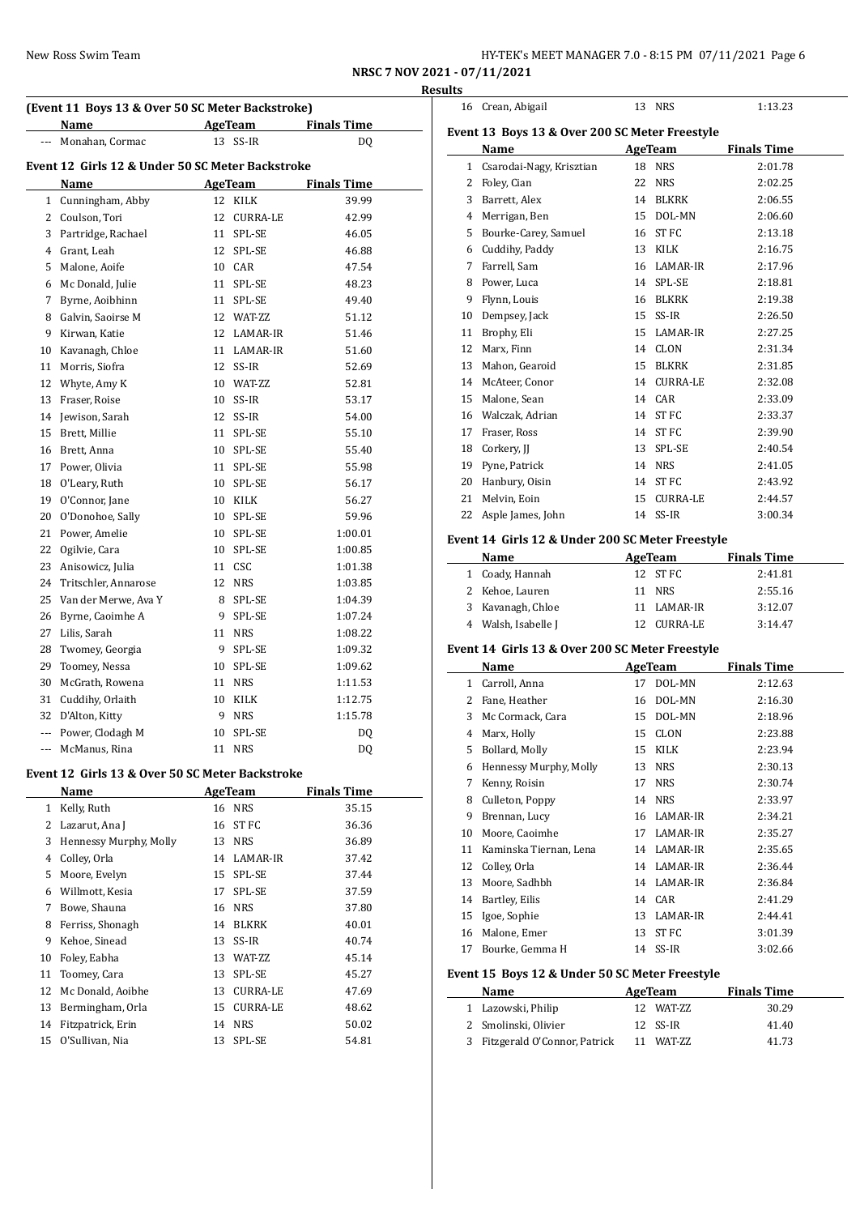**NRSC 7 NOV 2021 - 07/11/2021**

**Results**

### (Event 11 Boys 13 & Over 50 SC Meter Backstroke)

| | Name | Age | Team | Finals Time |
|---|---|---|---|---|
| --- | Monahan, Cormac | 13 | SS-IR | DQ |

### Event 12 Girls 12 & Under 50 SC Meter Backstroke

| | Name | Age | Team | Finals Time |
|---|---|---|---|---|
| 1 | Cunningham, Abby | 12 | KILK | 39.99 |
| 2 | Coulson, Tori | 12 | CURRA-LE | 42.99 |
| 3 | Partridge, Rachael | 11 | SPL-SE | 46.05 |
| 4 | Grant, Leah | 12 | SPL-SE | 46.88 |
| 5 | Malone, Aoife | 10 | CAR | 47.54 |
| 6 | Mc Donald, Julie | 11 | SPL-SE | 48.23 |
| 7 | Byrne, Aoibhinn | 11 | SPL-SE | 49.40 |
| 8 | Galvin, Saoirse M | 12 | WAT-ZZ | 51.12 |
| 9 | Kirwan, Katie | 12 | LAMAR-IR | 51.46 |
| 10 | Kavanagh, Chloe | 11 | LAMAR-IR | 51.60 |
| 11 | Morris, Siofra | 12 | SS-IR | 52.69 |
| 12 | Whyte, Amy K | 10 | WAT-ZZ | 52.81 |
| 13 | Fraser, Roise | 10 | SS-IR | 53.17 |
| 14 | Jewison, Sarah | 12 | SS-IR | 54.00 |
| 15 | Brett, Millie | 11 | SPL-SE | 55.10 |
| 16 | Brett, Anna | 10 | SPL-SE | 55.40 |
| 17 | Power, Olivia | 11 | SPL-SE | 55.98 |
| 18 | O'Leary, Ruth | 10 | SPL-SE | 56.17 |
| 19 | O'Connor, Jane | 10 | KILK | 56.27 |
| 20 | O'Donohoe, Sally | 10 | SPL-SE | 59.96 |
| 21 | Power, Amelie | 10 | SPL-SE | 1:00.01 |
| 22 | Ogilvie, Cara | 10 | SPL-SE | 1:00.85 |
| 23 | Anisowicz, Julia | 11 | CSC | 1:01.38 |
| 24 | Tritschler, Annarose | 12 | NRS | 1:03.85 |
| 25 | Van der Merwe, Ava Y | 8 | SPL-SE | 1:04.39 |
| 26 | Byrne, Caoimhe A | 9 | SPL-SE | 1:07.24 |
| 27 | Lilis, Sarah | 11 | NRS | 1:08.22 |
| 28 | Twomey, Georgia | 9 | SPL-SE | 1:09.32 |
| 29 | Toomey, Nessa | 10 | SPL-SE | 1:09.62 |
| 30 | McGrath, Rowena | 11 | NRS | 1:11.53 |
| 31 | Cuddihy, Orlaith | 10 | KILK | 1:12.75 |
| 32 | D'Alton, Kitty | 9 | NRS | 1:15.78 |
| --- | Power, Clodagh M | 10 | SPL-SE | DQ |
| --- | McManus, Rina | 11 | NRS | DQ |

### Event 12 Girls 13 & Over 50 SC Meter Backstroke

| | Name | Age | Team | Finals Time |
|---|---|---|---|---|
| 1 | Kelly, Ruth | 16 | NRS | 35.15 |
| 2 | Lazarut, Ana J | 16 | ST FC | 36.36 |
| 3 | Hennessy Murphy, Molly | 13 | NRS | 36.89 |
| 4 | Colley, Orla | 14 | LAMAR-IR | 37.42 |
| 5 | Moore, Evelyn | 15 | SPL-SE | 37.44 |
| 6 | Willmott, Kesia | 17 | SPL-SE | 37.59 |
| 7 | Bowe, Shauna | 16 | NRS | 37.80 |
| 8 | Ferriss, Shonagh | 14 | BLKRK | 40.01 |
| 9 | Kehoe, Sinead | 13 | SS-IR | 40.74 |
| 10 | Foley, Eabha | 13 | WAT-ZZ | 45.14 |
| 11 | Toomey, Cara | 13 | SPL-SE | 45.27 |
| 12 | Mc Donald, Aoibhe | 13 | CURRA-LE | 47.69 |
| 13 | Bermingham, Orla | 15 | CURRA-LE | 48.62 |
| 14 | Fitzpatrick, Erin | 14 | NRS | 50.02 |
| 15 | O'Sullivan, Nia | 13 | SPL-SE | 54.81 |
| 16 | Crean, Abigail | 13 | NRS | 1:13.23 |

### Event 13 Boys 13 & Over 200 SC Meter Freestyle

| | Name | Age | Team | Finals Time |
|---|---|---|---|---|
| 1 | Csarodai-Nagy, Krisztian | 18 | NRS | 2:01.78 |
| 2 | Foley, Cian | 22 | NRS | 2:02.25 |
| 3 | Barrett, Alex | 14 | BLKRK | 2:06.55 |
| 4 | Merrigan, Ben | 15 | DOL-MN | 2:06.60 |
| 5 | Bourke-Carey, Samuel | 16 | ST FC | 2:13.18 |
| 6 | Cuddihy, Paddy | 13 | KILK | 2:16.75 |
| 7 | Farrell, Sam | 16 | LAMAR-IR | 2:17.96 |
| 8 | Power, Luca | 14 | SPL-SE | 2:18.81 |
| 9 | Flynn, Louis | 16 | BLKRK | 2:19.38 |
| 10 | Dempsey, Jack | 15 | SS-IR | 2:26.50 |
| 11 | Brophy, Eli | 15 | LAMAR-IR | 2:27.25 |
| 12 | Marx, Finn | 14 | CLON | 2:31.34 |
| 13 | Mahon, Gearoid | 15 | BLKRK | 2:31.85 |
| 14 | McAteer, Conor | 14 | CURRA-LE | 2:32.08 |
| 15 | Malone, Sean | 14 | CAR | 2:33.09 |
| 16 | Walczak, Adrian | 14 | ST FC | 2:33.37 |
| 17 | Fraser, Ross | 14 | ST FC | 2:39.90 |
| 18 | Corkery, JJ | 13 | SPL-SE | 2:40.54 |
| 19 | Pyne, Patrick | 14 | NRS | 2:41.05 |
| 20 | Hanbury, Oisin | 14 | ST FC | 2:43.92 |
| 21 | Melvin, Eoin | 15 | CURRA-LE | 2:44.57 |
| 22 | Asple James, John | 14 | SS-IR | 3:00.34 |

### Event 14 Girls 12 & Under 200 SC Meter Freestyle

| | Name | Age | Team | Finals Time |
|---|---|---|---|---|
| 1 | Coady, Hannah | 12 | ST FC | 2:41.81 |
| 2 | Kehoe, Lauren | 11 | NRS | 2:55.16 |
| 3 | Kavanagh, Chloe | 11 | LAMAR-IR | 3:12.07 |
| 4 | Walsh, Isabelle J | 12 | CURRA-LE | 3:14.47 |

### Event 14 Girls 13 & Over 200 SC Meter Freestyle

| | Name | Age | Team | Finals Time |
|---|---|---|---|---|
| 1 | Carroll, Anna | 17 | DOL-MN | 2:12.63 |
| 2 | Fane, Heather | 16 | DOL-MN | 2:16.30 |
| 3 | Mc Cormack, Cara | 15 | DOL-MN | 2:18.96 |
| 4 | Marx, Holly | 15 | CLON | 2:23.88 |
| 5 | Bollard, Molly | 15 | KILK | 2:23.94 |
| 6 | Hennessy Murphy, Molly | 13 | NRS | 2:30.13 |
| 7 | Kenny, Roisin | 17 | NRS | 2:30.74 |
| 8 | Culleton, Poppy | 14 | NRS | 2:33.97 |
| 9 | Brennan, Lucy | 16 | LAMAR-IR | 2:34.21 |
| 10 | Moore, Caoimhe | 17 | LAMAR-IR | 2:35.27 |
| 11 | Kaminska Tiernan, Lena | 14 | LAMAR-IR | 2:35.65 |
| 12 | Colley, Orla | 14 | LAMAR-IR | 2:36.44 |
| 13 | Moore, Sadhbh | 14 | LAMAR-IR | 2:36.84 |
| 14 | Bartley, Eilis | 14 | CAR | 2:41.29 |
| 15 | Igoe, Sophie | 13 | LAMAR-IR | 2:44.41 |
| 16 | Malone, Emer | 13 | ST FC | 3:01.39 |
| 17 | Bourke, Gemma H | 14 | SS-IR | 3:02.66 |

### Event 15 Boys 12 & Under 50 SC Meter Freestyle

| | Name | Age | Team | Finals Time |
|---|---|---|---|---|
| 1 | Lazowski, Philip | 12 | WAT-ZZ | 30.29 |
| 2 | Smolinski, Olivier | 12 | SS-IR | 41.40 |
| 3 | Fitzgerald O'Connor, Patrick | 11 | WAT-ZZ | 41.73 |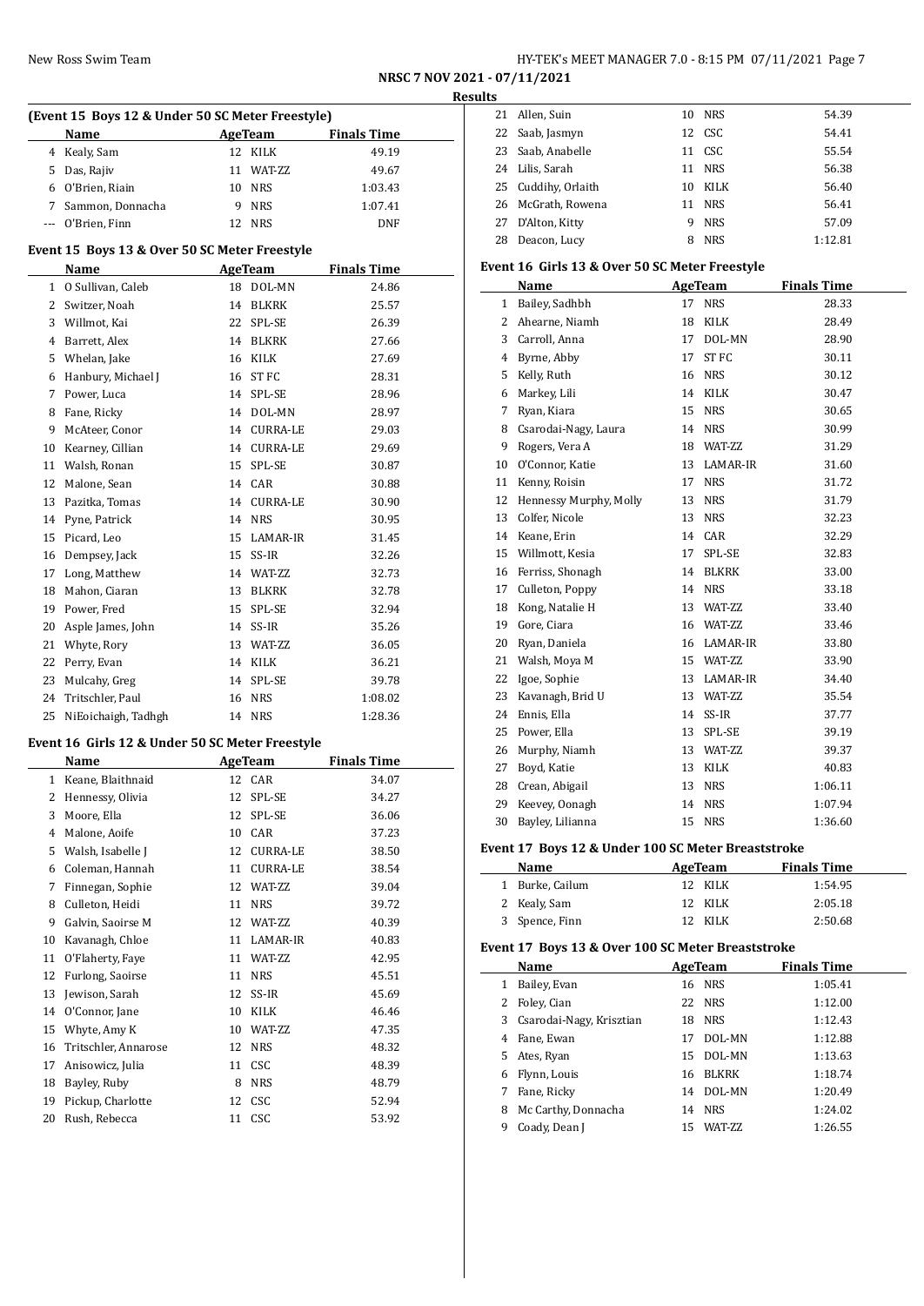**NRSC 7 NOV 2021 - 07/11/2021**

**Results**

### (Event 15 Boys 12 & Under 50 SC Meter Freestyle)

| | Name | Age | Team | Finals Time |
|---|---|---|---|---|
| 4 | Kealy, Sam | 12 | KILK | 49.19 |
| 5 | Das, Rajiv | 11 | WAT-ZZ | 49.67 |
| 6 | O'Brien, Riain | 10 | NRS | 1:03.43 |
| 7 | Sammon, Donnacha | 9 | NRS | 1:07.41 |
| --- | O'Brien, Finn | 12 | NRS | DNF |

### Event 15 Boys 13 & Over 50 SC Meter Freestyle

| | Name | Age | Team | Finals Time |
|---|---|---|---|---|
| 1 | O Sullivan, Caleb | 18 | DOL-MN | 24.86 |
| 2 | Switzer, Noah | 14 | BLKRK | 25.57 |
| 3 | Willmot, Kai | 22 | SPL-SE | 26.39 |
| 4 | Barrett, Alex | 14 | BLKRK | 27.66 |
| 5 | Whelan, Jake | 16 | KILK | 27.69 |
| 6 | Hanbury, Michael J | 16 | ST FC | 28.31 |
| 7 | Power, Luca | 14 | SPL-SE | 28.96 |
| 8 | Fane, Ricky | 14 | DOL-MN | 28.97 |
| 9 | McAteer, Conor | 14 | CURRA-LE | 29.03 |
| 10 | Kearney, Cillian | 14 | CURRA-LE | 29.69 |
| 11 | Walsh, Ronan | 15 | SPL-SE | 30.87 |
| 12 | Malone, Sean | 14 | CAR | 30.88 |
| 13 | Pazitka, Tomas | 14 | CURRA-LE | 30.90 |
| 14 | Pyne, Patrick | 14 | NRS | 30.95 |
| 15 | Picard, Leo | 15 | LAMAR-IR | 31.45 |
| 16 | Dempsey, Jack | 15 | SS-IR | 32.26 |
| 17 | Long, Matthew | 14 | WAT-ZZ | 32.73 |
| 18 | Mahon, Ciaran | 13 | BLKRK | 32.78 |
| 19 | Power, Fred | 15 | SPL-SE | 32.94 |
| 20 | Asple James, John | 14 | SS-IR | 35.26 |
| 21 | Whyte, Rory | 13 | WAT-ZZ | 36.05 |
| 22 | Perry, Evan | 14 | KILK | 36.21 |
| 23 | Mulcahy, Greg | 14 | SPL-SE | 39.78 |
| 24 | Tritschler, Paul | 16 | NRS | 1:08.02 |
| 25 | NiEoichaigh, Tadhgh | 14 | NRS | 1:28.36 |

### Event 16 Girls 12 & Under 50 SC Meter Freestyle

| | Name | Age | Team | Finals Time |
|---|---|---|---|---|
| 1 | Keane, Blaithnaid | 12 | CAR | 34.07 |
| 2 | Hennessy, Olivia | 12 | SPL-SE | 34.27 |
| 3 | Moore, Ella | 12 | SPL-SE | 36.06 |
| 4 | Malone, Aoife | 10 | CAR | 37.23 |
| 5 | Walsh, Isabelle J | 12 | CURRA-LE | 38.50 |
| 6 | Coleman, Hannah | 11 | CURRA-LE | 38.54 |
| 7 | Finnegan, Sophie | 12 | WAT-ZZ | 39.04 |
| 8 | Culleton, Heidi | 11 | NRS | 39.72 |
| 9 | Galvin, Saoirse M | 12 | WAT-ZZ | 40.39 |
| 10 | Kavanagh, Chloe | 11 | LAMAR-IR | 40.83 |
| 11 | O'Flaherty, Faye | 11 | WAT-ZZ | 42.95 |
| 12 | Furlong, Saoirse | 11 | NRS | 45.51 |
| 13 | Jewison, Sarah | 12 | SS-IR | 45.69 |
| 14 | O'Connor, Jane | 10 | KILK | 46.46 |
| 15 | Whyte, Amy K | 10 | WAT-ZZ | 47.35 |
| 16 | Tritschler, Annarose | 12 | NRS | 48.32 |
| 17 | Anisowicz, Julia | 11 | CSC | 48.39 |
| 18 | Bayley, Ruby | 8 | NRS | 48.79 |
| 19 | Pickup, Charlotte | 12 | CSC | 52.94 |
| 20 | Rush, Rebecca | 11 | CSC | 53.92 |
| 21 | Allen, Suin | 10 | NRS | 54.39 |
| 22 | Saab, Jasmyn | 12 | CSC | 54.41 |
| 23 | Saab, Anabelle | 11 | CSC | 55.54 |
| 24 | Lilis, Sarah | 11 | NRS | 56.38 |
| 25 | Cuddihy, Orlaith | 10 | KILK | 56.40 |
| 26 | McGrath, Rowena | 11 | NRS | 56.41 |
| 27 | D'Alton, Kitty | 9 | NRS | 57.09 |
| 28 | Deacon, Lucy | 8 | NRS | 1:12.81 |

### Event 16 Girls 13 & Over 50 SC Meter Freestyle

| | Name | Age | Team | Finals Time |
|---|---|---|---|---|
| 1 | Bailey, Sadhbh | 17 | NRS | 28.33 |
| 2 | Ahearne, Niamh | 18 | KILK | 28.49 |
| 3 | Carroll, Anna | 17 | DOL-MN | 28.90 |
| 4 | Byrne, Abby | 17 | ST FC | 30.11 |
| 5 | Kelly, Ruth | 16 | NRS | 30.12 |
| 6 | Markey, Lili | 14 | KILK | 30.47 |
| 7 | Ryan, Kiara | 15 | NRS | 30.65 |
| 8 | Csarodai-Nagy, Laura | 14 | NRS | 30.99 |
| 9 | Rogers, Vera A | 18 | WAT-ZZ | 31.29 |
| 10 | O'Connor, Katie | 13 | LAMAR-IR | 31.60 |
| 11 | Kenny, Roisin | 17 | NRS | 31.72 |
| 12 | Hennessy Murphy, Molly | 13 | NRS | 31.79 |
| 13 | Colfer, Nicole | 13 | NRS | 32.23 |
| 14 | Keane, Erin | 14 | CAR | 32.29 |
| 15 | Willmott, Kesia | 17 | SPL-SE | 32.83 |
| 16 | Ferriss, Shonagh | 14 | BLKRK | 33.00 |
| 17 | Culleton, Poppy | 14 | NRS | 33.18 |
| 18 | Kong, Natalie H | 13 | WAT-ZZ | 33.40 |
| 19 | Gore, Ciara | 16 | WAT-ZZ | 33.46 |
| 20 | Ryan, Daniela | 16 | LAMAR-IR | 33.80 |
| 21 | Walsh, Moya M | 15 | WAT-ZZ | 33.90 |
| 22 | Igoe, Sophie | 13 | LAMAR-IR | 34.40 |
| 23 | Kavanagh, Brid U | 13 | WAT-ZZ | 35.54 |
| 24 | Ennis, Ella | 14 | SS-IR | 37.77 |
| 25 | Power, Ella | 13 | SPL-SE | 39.19 |
| 26 | Murphy, Niamh | 13 | WAT-ZZ | 39.37 |
| 27 | Boyd, Katie | 13 | KILK | 40.83 |
| 28 | Crean, Abigail | 13 | NRS | 1:06.11 |
| 29 | Keevey, Oonagh | 14 | NRS | 1:07.94 |
| 30 | Bayley, Lilianna | 15 | NRS | 1:36.60 |

### Event 17 Boys 12 & Under 100 SC Meter Breaststroke

| | Name | Age | Team | Finals Time |
|---|---|---|---|---|
| 1 | Burke, Cailum | 12 | KILK | 1:54.95 |
| 2 | Kealy, Sam | 12 | KILK | 2:05.18 |
| 3 | Spence, Finn | 12 | KILK | 2:50.68 |

### Event 17 Boys 13 & Over 100 SC Meter Breaststroke

| | Name | Age | Team | Finals Time |
|---|---|---|---|---|
| 1 | Bailey, Evan | 16 | NRS | 1:05.41 |
| 2 | Foley, Cian | 22 | NRS | 1:12.00 |
| 3 | Csarodai-Nagy, Krisztian | 18 | NRS | 1:12.43 |
| 4 | Fane, Ewan | 17 | DOL-MN | 1:12.88 |
| 5 | Ates, Ryan | 15 | DOL-MN | 1:13.63 |
| 6 | Flynn, Louis | 16 | BLKRK | 1:18.74 |
| 7 | Fane, Ricky | 14 | DOL-MN | 1:20.49 |
| 8 | Mc Carthy, Donnacha | 14 | NRS | 1:24.02 |
| 9 | Coady, Dean J | 15 | WAT-ZZ | 1:26.55 |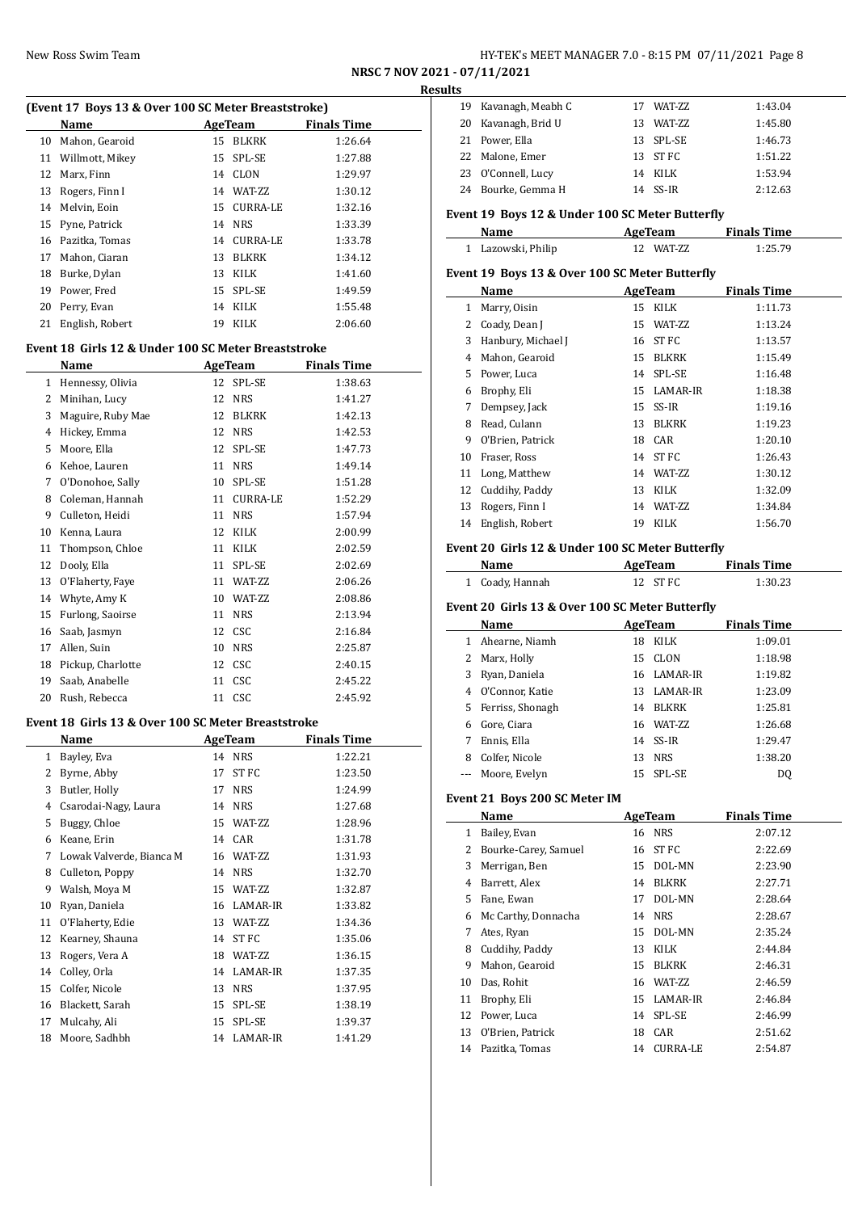NRSC 7 NOV 2021 - 07/11/2021

**Results**

### (Event 17 Boys 13 & Over 100 SC Meter Breaststroke)

| | Name | Age | Team | Finals Time |
|---|---|---|---|---|
| 10 | Mahon, Gearoid | 15 | BLKRK | 1:26.64 |
| 11 | Willmott, Mikey | 15 | SPL-SE | 1:27.88 |
| 12 | Marx, Finn | 14 | CLON | 1:29.97 |
| 13 | Rogers, Finn I | 14 | WAT-ZZ | 1:30.12 |
| 14 | Melvin, Eoin | 15 | CURRA-LE | 1:32.16 |
| 15 | Pyne, Patrick | 14 | NRS | 1:33.39 |
| 16 | Pazitka, Tomas | 14 | CURRA-LE | 1:33.78 |
| 17 | Mahon, Ciaran | 13 | BLKRK | 1:34.12 |
| 18 | Burke, Dylan | 13 | KILK | 1:41.60 |
| 19 | Power, Fred | 15 | SPL-SE | 1:49.59 |
| 20 | Perry, Evan | 14 | KILK | 1:55.48 |
| 21 | English, Robert | 19 | KILK | 2:06.60 |

### Event 18 Girls 12 & Under 100 SC Meter Breaststroke

| | Name | Age | Team | Finals Time |
|---|---|---|---|---|
| 1 | Hennessy, Olivia | 12 | SPL-SE | 1:38.63 |
| 2 | Minihan, Lucy | 12 | NRS | 1:41.27 |
| 3 | Maguire, Ruby Mae | 12 | BLKRK | 1:42.13 |
| 4 | Hickey, Emma | 12 | NRS | 1:42.53 |
| 5 | Moore, Ella | 12 | SPL-SE | 1:47.73 |
| 6 | Kehoe, Lauren | 11 | NRS | 1:49.14 |
| 7 | O'Donohoe, Sally | 10 | SPL-SE | 1:51.28 |
| 8 | Coleman, Hannah | 11 | CURRA-LE | 1:52.29 |
| 9 | Culleton, Heidi | 11 | NRS | 1:57.94 |
| 10 | Kenna, Laura | 12 | KILK | 2:00.99 |
| 11 | Thompson, Chloe | 11 | KILK | 2:02.59 |
| 12 | Dooly, Ella | 11 | SPL-SE | 2:02.69 |
| 13 | O'Flaherty, Faye | 11 | WAT-ZZ | 2:06.26 |
| 14 | Whyte, Amy K | 10 | WAT-ZZ | 2:08.86 |
| 15 | Furlong, Saoirse | 11 | NRS | 2:13.94 |
| 16 | Saab, Jasmyn | 12 | CSC | 2:16.84 |
| 17 | Allen, Suin | 10 | NRS | 2:25.87 |
| 18 | Pickup, Charlotte | 12 | CSC | 2:40.15 |
| 19 | Saab, Anabelle | 11 | CSC | 2:45.22 |
| 20 | Rush, Rebecca | 11 | CSC | 2:45.92 |

### Event 18 Girls 13 & Over 100 SC Meter Breaststroke

| | Name | Age | Team | Finals Time |
|---|---|---|---|---|
| 1 | Bayley, Eva | 14 | NRS | 1:22.21 |
| 2 | Byrne, Abby | 17 | ST FC | 1:23.50 |
| 3 | Butler, Holly | 17 | NRS | 1:24.99 |
| 4 | Csarodai-Nagy, Laura | 14 | NRS | 1:27.68 |
| 5 | Buggy, Chloe | 15 | WAT-ZZ | 1:28.96 |
| 6 | Keane, Erin | 14 | CAR | 1:31.78 |
| 7 | Lowak Valverde, Bianca M | 16 | WAT-ZZ | 1:31.93 |
| 8 | Culleton, Poppy | 14 | NRS | 1:32.70 |
| 9 | Walsh, Moya M | 15 | WAT-ZZ | 1:32.87 |
| 10 | Ryan, Daniela | 16 | LAMAR-IR | 1:33.82 |
| 11 | O'Flaherty, Edie | 13 | WAT-ZZ | 1:34.36 |
| 12 | Kearney, Shauna | 14 | ST FC | 1:35.06 |
| 13 | Rogers, Vera A | 18 | WAT-ZZ | 1:36.15 |
| 14 | Colley, Orla | 14 | LAMAR-IR | 1:37.35 |
| 15 | Colfer, Nicole | 13 | NRS | 1:37.95 |
| 16 | Blackett, Sarah | 15 | SPL-SE | 1:38.19 |
| 17 | Mulcahy, Ali | 15 | SPL-SE | 1:39.37 |
| 18 | Moore, Sadhbh | 14 | LAMAR-IR | 1:41.29 |
| 19 | Kavanagh, Meabh C | 17 | WAT-ZZ | 1:43.04 |
| 20 | Kavanagh, Brid U | 13 | WAT-ZZ | 1:45.80 |
| 21 | Power, Ella | 13 | SPL-SE | 1:46.73 |
| 22 | Malone, Emer | 13 | ST FC | 1:51.22 |
| 23 | O'Connell, Lucy | 14 | KILK | 1:53.94 |
| 24 | Bourke, Gemma H | 14 | SS-IR | 2:12.63 |

### Event 19 Boys 12 & Under 100 SC Meter Butterfly

| | Name | Age | Team | Finals Time |
|---|---|---|---|---|
| 1 | Lazowski, Philip | 12 | WAT-ZZ | 1:25.79 |

### Event 19 Boys 13 & Over 100 SC Meter Butterfly

| | Name | Age | Team | Finals Time |
|---|---|---|---|---|
| 1 | Marry, Oisin | 15 | KILK | 1:11.73 |
| 2 | Coady, Dean J | 15 | WAT-ZZ | 1:13.24 |
| 3 | Hanbury, Michael J | 16 | ST FC | 1:13.57 |
| 4 | Mahon, Gearoid | 15 | BLKRK | 1:15.49 |
| 5 | Power, Luca | 14 | SPL-SE | 1:16.48 |
| 6 | Brophy, Eli | 15 | LAMAR-IR | 1:18.38 |
| 7 | Dempsey, Jack | 15 | SS-IR | 1:19.16 |
| 8 | Read, Culann | 13 | BLKRK | 1:19.23 |
| 9 | O'Brien, Patrick | 18 | CAR | 1:20.10 |
| 10 | Fraser, Ross | 14 | ST FC | 1:26.43 |
| 11 | Long, Matthew | 14 | WAT-ZZ | 1:30.12 |
| 12 | Cuddihy, Paddy | 13 | KILK | 1:32.09 |
| 13 | Rogers, Finn I | 14 | WAT-ZZ | 1:34.84 |
| 14 | English, Robert | 19 | KILK | 1:56.70 |

### Event 20 Girls 12 & Under 100 SC Meter Butterfly

| | Name | Age | Team | Finals Time |
|---|---|---|---|---|
| 1 | Coady, Hannah | 12 | ST FC | 1:30.23 |

### Event 20 Girls 13 & Over 100 SC Meter Butterfly

| | Name | Age | Team | Finals Time |
|---|---|---|---|---|
| 1 | Ahearne, Niamh | 18 | KILK | 1:09.01 |
| 2 | Marx, Holly | 15 | CLON | 1:18.98 |
| 3 | Ryan, Daniela | 16 | LAMAR-IR | 1:19.82 |
| 4 | O'Connor, Katie | 13 | LAMAR-IR | 1:23.09 |
| 5 | Ferriss, Shonagh | 14 | BLKRK | 1:25.81 |
| 6 | Gore, Ciara | 16 | WAT-ZZ | 1:26.68 |
| 7 | Ennis, Ella | 14 | SS-IR | 1:29.47 |
| 8 | Colfer, Nicole | 13 | NRS | 1:38.20 |
| --- | Moore, Evelyn | 15 | SPL-SE | DQ |

### Event 21 Boys 200 SC Meter IM

| | Name | Age | Team | Finals Time |
|---|---|---|---|---|
| 1 | Bailey, Evan | 16 | NRS | 2:07.12 |
| 2 | Bourke-Carey, Samuel | 16 | ST FC | 2:22.69 |
| 3 | Merrigan, Ben | 15 | DOL-MN | 2:23.90 |
| 4 | Barrett, Alex | 14 | BLKRK | 2:27.71 |
| 5 | Fane, Ewan | 17 | DOL-MN | 2:28.64 |
| 6 | Mc Carthy, Donnacha | 14 | NRS | 2:28.67 |
| 7 | Ates, Ryan | 15 | DOL-MN | 2:35.24 |
| 8 | Cuddihy, Paddy | 13 | KILK | 2:44.84 |
| 9 | Mahon, Gearoid | 15 | BLKRK | 2:46.31 |
| 10 | Das, Rohit | 16 | WAT-ZZ | 2:46.59 |
| 11 | Brophy, Eli | 15 | LAMAR-IR | 2:46.84 |
| 12 | Power, Luca | 14 | SPL-SE | 2:46.99 |
| 13 | O'Brien, Patrick | 18 | CAR | 2:51.62 |
| 14 | Pazitka, Tomas | 14 | CURRA-LE | 2:54.87 |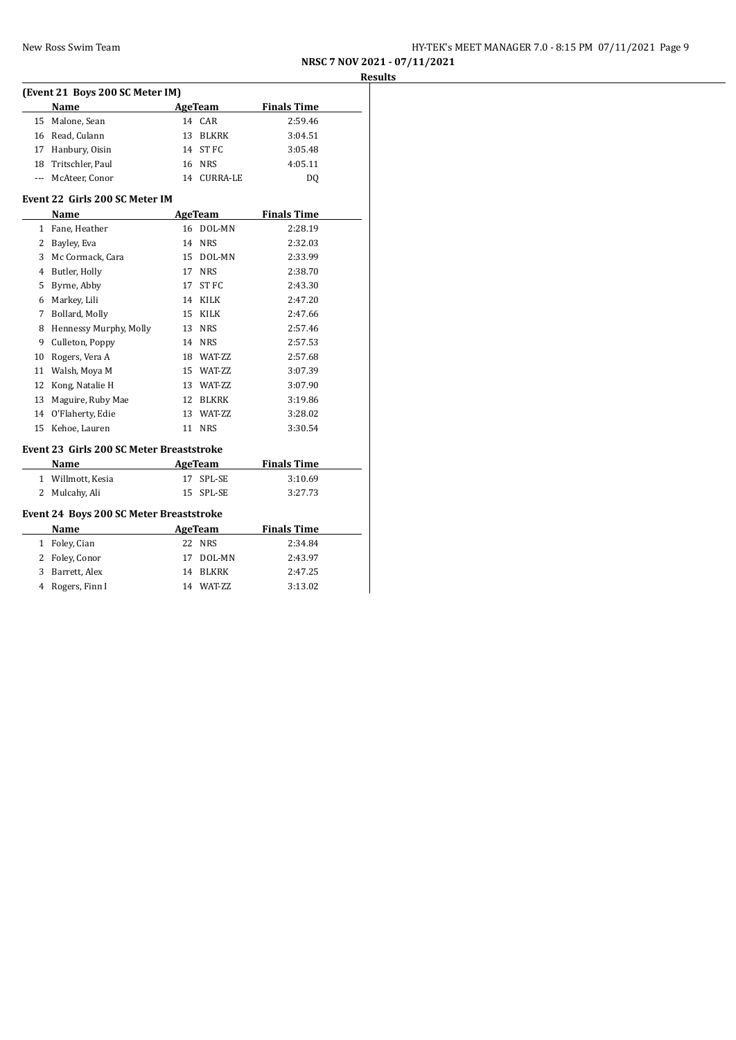**NRSC 7 NOV 2021 - 07/11/2021**

**Results**

**(Event 21 Boys 200 SC Meter IM)**

| | Name | Age | Team | Finals Time |
|---|---|---|---|---|
| 15 | Malone, Sean | 14 | CAR | 2:59.46 |
| 16 | Read, Culann | 13 | BLKRK | 3:04.51 |
| 17 | Hanbury, Oisin | 14 | ST FC | 3:05.48 |
| 18 | Tritschler, Paul | 16 | NRS | 4:05.11 |
| --- | McAteer, Conor | 14 | CURRA-LE | DQ |

**Event 22 Girls 200 SC Meter IM**

| | Name | Age | Team | Finals Time |
|---|---|---|---|---|
| 1 | Fane, Heather | 16 | DOL-MN | 2:28.19 |
| 2 | Bayley, Eva | 14 | NRS | 2:32.03 |
| 3 | Mc Cormack, Cara | 15 | DOL-MN | 2:33.99 |
| 4 | Butler, Holly | 17 | NRS | 2:38.70 |
| 5 | Byrne, Abby | 17 | ST FC | 2:43.30 |
| 6 | Markey, Lili | 14 | KILK | 2:47.20 |
| 7 | Bollard, Molly | 15 | KILK | 2:47.66 |
| 8 | Hennessy Murphy, Molly | 13 | NRS | 2:57.46 |
| 9 | Culleton, Poppy | 14 | NRS | 2:57.53 |
| 10 | Rogers, Vera A | 18 | WAT-ZZ | 2:57.68 |
| 11 | Walsh, Moya M | 15 | WAT-ZZ | 3:07.39 |
| 12 | Kong, Natalie H | 13 | WAT-ZZ | 3:07.90 |
| 13 | Maguire, Ruby Mae | 12 | BLKRK | 3:19.86 |
| 14 | O'Flaherty, Edie | 13 | WAT-ZZ | 3:28.02 |
| 15 | Kehoe, Lauren | 11 | NRS | 3:30.54 |

**Event 23 Girls 200 SC Meter Breaststroke**

| | Name | Age | Team | Finals Time |
|---|---|---|---|---|
| 1 | Willmott, Kesia | 17 | SPL-SE | 3:10.69 |
| 2 | Mulcahy, Ali | 15 | SPL-SE | 3:27.73 |

**Event 24 Boys 200 SC Meter Breaststroke**

| | Name | Age | Team | Finals Time |
|---|---|---|---|---|
| 1 | Foley, Cian | 22 | NRS | 2:34.84 |
| 2 | Foley, Conor | 17 | DOL-MN | 2:43.97 |
| 3 | Barrett, Alex | 14 | BLKRK | 2:47.25 |
| 4 | Rogers, Finn I | 14 | WAT-ZZ | 3:13.02 |